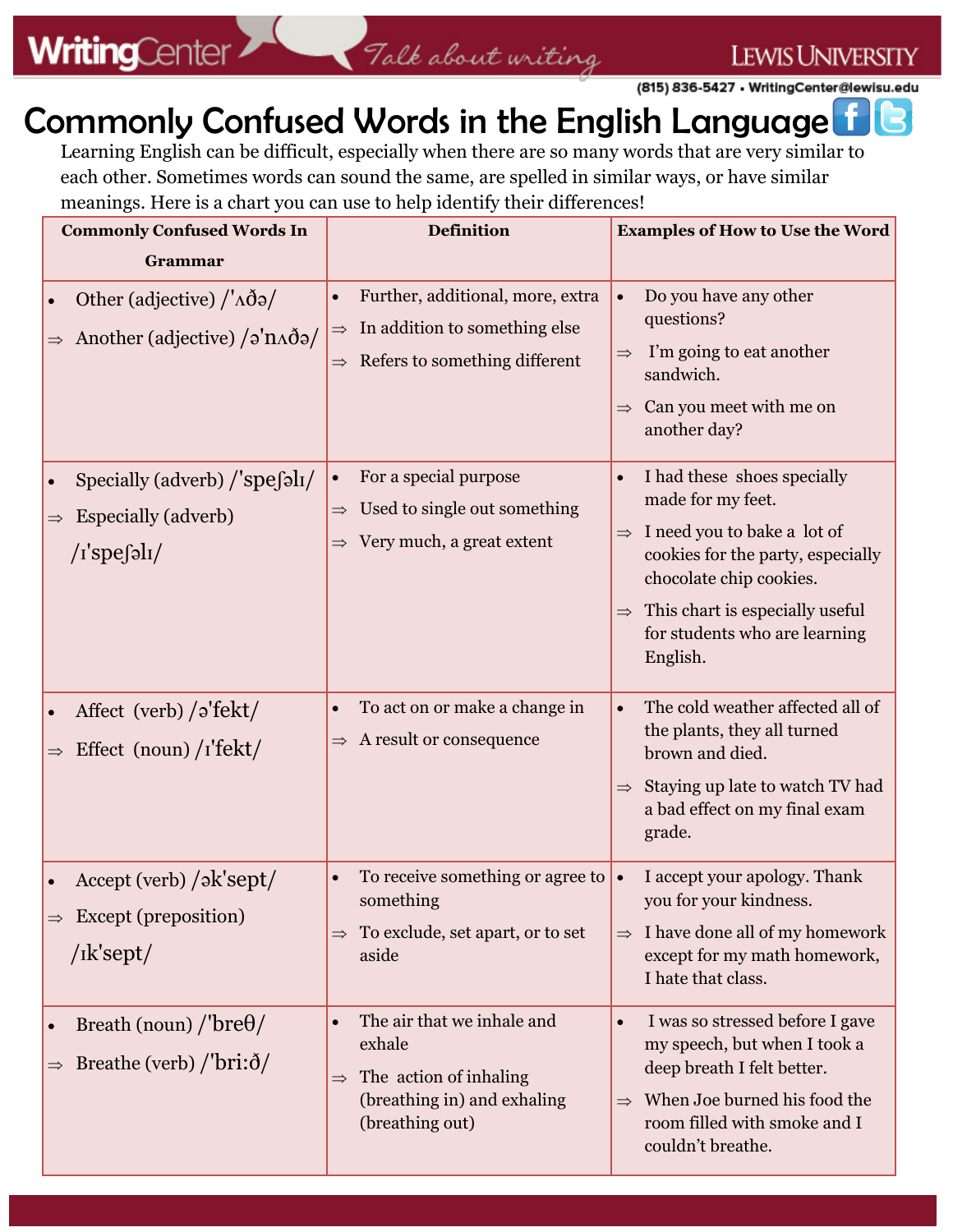# Commonly Confused Words in the English Language

Learning English can be difficult, especially when there are so many words that are very similar to each other. Sometimes words can sound the same, are spelled in similar ways, or have similar meanings. Here is a chart you can use to help identify their differences!

| Commonly Confused Words In Grammar | Definition | Examples of How to Use the Word |
|---|---|---|
| • Other (adjective) /'ʌðə/ <br> ⇒ Another (adjective) /ə'nʌðə/ | • Further, additional, more, extra <br> ⇒ In addition to something else <br> ⇒ Refers to something different | • Do you have any other questions? <br> ⇒ I'm going to eat another sandwich. <br> ⇒ Can you meet with me on another day? |
| • Specially (adverb) /'speʃəlɪ/ <br> ⇒ Especially (adverb) /ɪ'speʃəlɪ/ | • For a special purpose <br> ⇒ Used to single out something <br> ⇒ Very much, a great extent | • I had these shoes specially made for my feet. <br> ⇒ I need you to bake a lot of cookies for the party, especially chocolate chip cookies. <br> ⇒ This chart is especially useful for students who are learning English. |
| • Affect (verb) /ə'fekt/ <br> ⇒ Effect (noun) /ɪ'fekt/ | • To act on or make a change in <br> ⇒ A result or consequence | • The cold weather affected all of the plants, they all turned brown and died. <br> ⇒ Staying up late to watch TV had a bad effect on my final exam grade. |
| • Accept (verb) /ək'sept/ <br> ⇒ Except (preposition) /ɪk'sept/ | • To receive something or agree to something <br> ⇒ To exclude, set apart, or to set aside | • I accept your apology. Thank you for your kindness. <br> ⇒ I have done all of my homework except for my math homework, I hate that class. |
| • Breath (noun) /'breθ/ <br> ⇒ Breathe (verb) /'bri:ð/ | • The air that we inhale and exhale <br> ⇒ The action of inhaling (breathing in) and exhaling (breathing out) | • I was so stressed before I gave my speech, but when I took a deep breath I felt better. <br> ⇒ When Joe burned his food the room filled with smoke and I couldn't breathe. |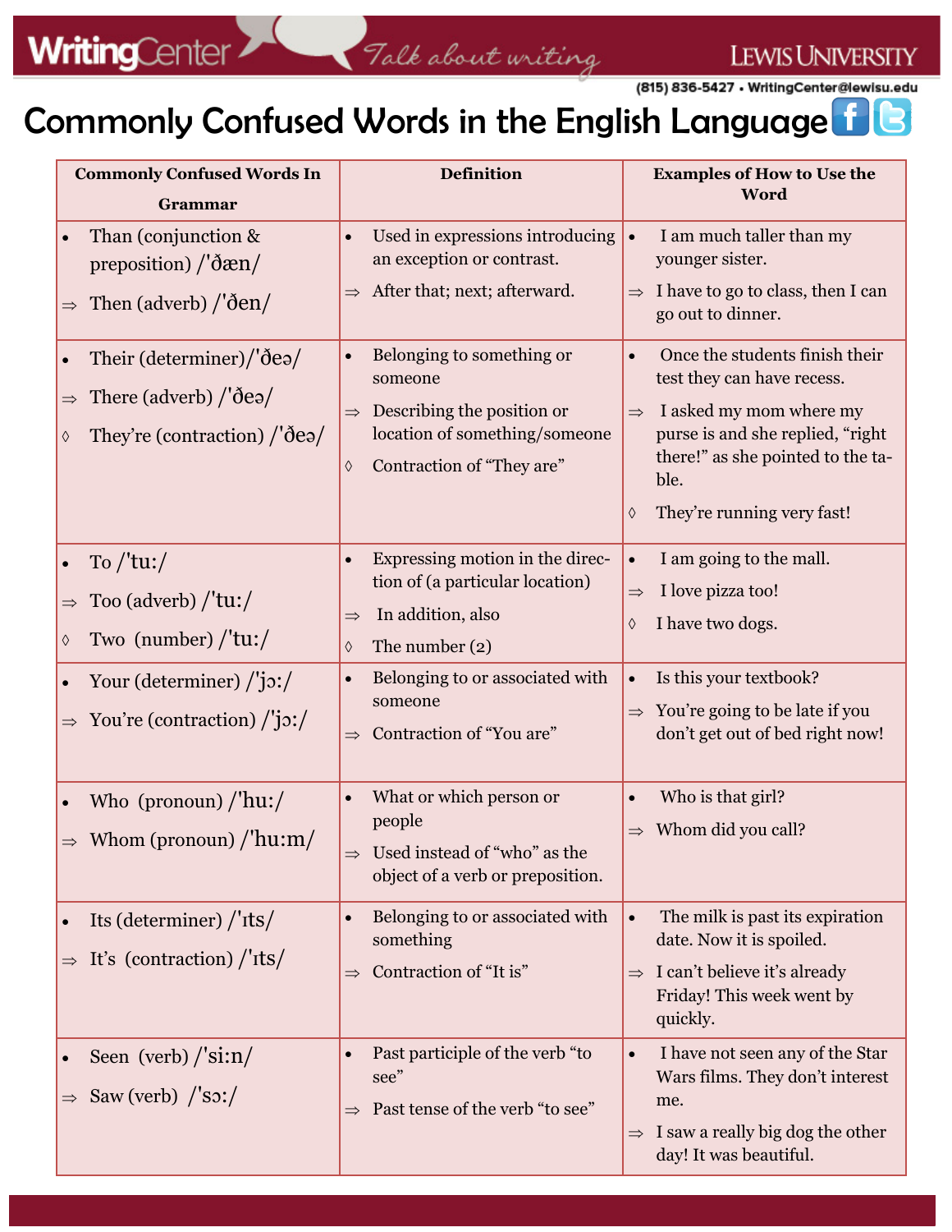# Commonly Confused Words in the English Language

| Commonly Confused Words In Grammar | Definition | Examples of How to Use the Word |
|---|---|---|
| • Than (conjunction & preposition) /'ðæn/<br>⇒ Then (adverb) /'ðen/ | • Used in expressions introducing an exception or contrast.<br>⇒ After that; next; afterward. | • I am much taller than my younger sister.<br>⇒ I have to go to class, then I can go out to dinner. |
| • Their (determiner)/'ðeə/<br>⇒ There (adverb) /'ðeə/<br>◊ They're (contraction) /'ðeə/ | • Belonging to something or someone<br>⇒ Describing the position or location of something/someone<br>◊ Contraction of "They are" | • Once the students finish their test they can have recess.<br>⇒ I asked my mom where my purse is and she replied, "right there!" as she pointed to the table.<br>◊ They're running very fast! |
| • To /'tu:/<br>⇒ Too (adverb) /'tu:/<br>◊ Two (number) /'tu:/ | • Expressing motion in the direction of (a particular location)<br>⇒ In addition, also<br>◊ The number (2) | • I am going to the mall.<br>⇒ I love pizza too!<br>◊ I have two dogs. |
| • Your (determiner) /'jɔ:/<br>⇒ You're (contraction) /'jɔ:/ | • Belonging to or associated with someone<br>⇒ Contraction of "You are" | • Is this your textbook?<br>⇒ You're going to be late if you don't get out of bed right now! |
| • Who (pronoun) /'hu:/<br>⇒ Whom (pronoun) /'hu:m/ | • What or which person or people<br>⇒ Used instead of "who" as the object of a verb or preposition. | • Who is that girl?<br>⇒ Whom did you call? |
| • Its (determiner) /'ɪts/<br>⇒ It's (contraction) /'ɪts/ | • Belonging to or associated with something<br>⇒ Contraction of "It is" | • The milk is past its expiration date. Now it is spoiled.<br>⇒ I can't believe it's already Friday! This week went by quickly. |
| • Seen (verb) /'si:n/<br>⇒ Saw (verb) /'sɔ:/ | • Past participle of the verb "to see"<br>⇒ Past tense of the verb "to see" | • I have not seen any of the Star Wars films. They don't interest me.<br>⇒ I saw a really big dog the other day! It was beautiful. |